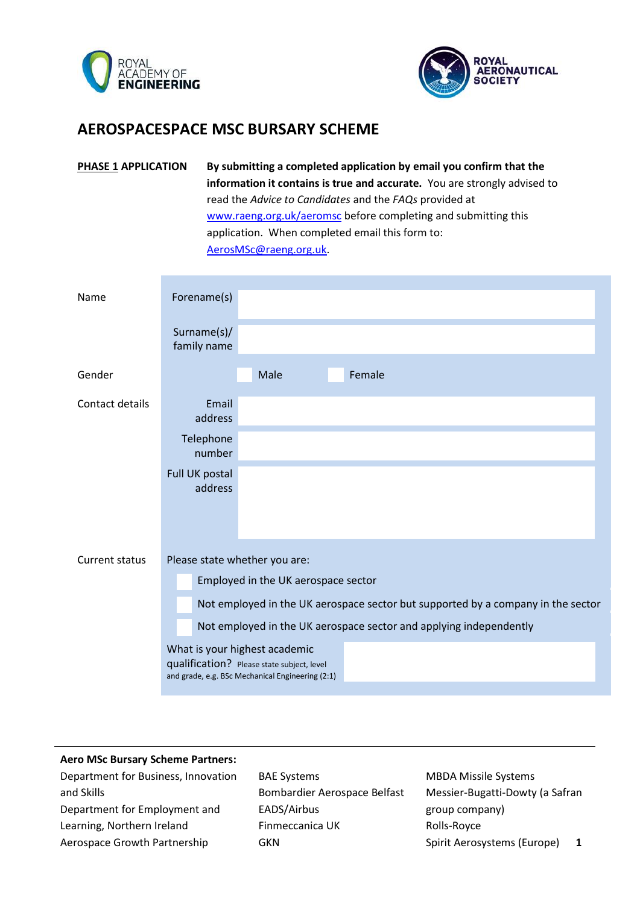# AEROSPACESPACE MSC BURSARY SCHEME

**PHASE 1 APPLICATION**

**By submitting a completed application by email you confirm that the information it contains is true and accurate.** You are strongly advised to read the *Advice to Candidates* and the *FAQs* provided at www.raeng.org.uk/aeromsc before completing and submitting this application. When completed email this form to: AerosMSc@raeng.org.uk.

| | | |
|---|---|---|
| Name | Forename(s) | |
| | Surname(s)/ family name | |
| Gender | ☐ Male ☐ Female | |
| Contact details | Email address | |
| | Telephone number | |
| | Full UK postal address | |
| Current status | Please state whether you are: | |
| | ☐ Employed in the UK aerospace sector | |
| | ☐ Not employed in the UK aerospace sector but supported by a company in the sector | |
| | ☐ Not employed in the UK aerospace sector and applying independently | |
| | What is your highest academic qualification? Please state subject, level and grade, e.g. BSc Mechanical Engineering (2:1) | |

**Aero MSc Bursary Scheme Partners:**

Department for Business, Innovation and Skills
Department for Employment and Learning, Northern Ireland
Aerospace Growth Partnership
BAE Systems
Bombardier Aerospace Belfast
EADS/Airbus
Finmeccanica UK
GKN
MBDA Missile Systems
Messier-Bugatti-Dowty (a Safran group company)
Rolls-Royce
Spirit Aerosystems (Europe)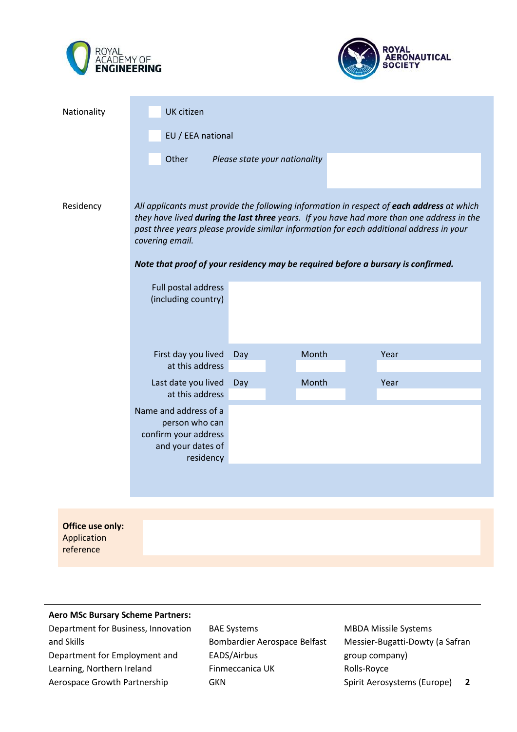ROYAL ACADEMY OF ENGINEERING

ROYAL AERONAUTICAL SOCIETY

| | |
|---|---|
| Nationality | ☐ UK citizen |
| | ☐ EU / EEA national |
| | ☐ Other *Please state your nationality* |

Residency

*All applicants must provide the following information in respect of **each address** at which they have lived **during the last three** years. If you have had more than one address in the past three years please provide similar information for each additional address in your covering email.*

***Note that proof of your residency may be required before a bursary is confirmed.***

| | | | |
|---|---|---|---|
| Full postal address (including country) | | | |
| First day you lived at this address | Day | Month | Year |
| Last date you lived at this address | Day | Month | Year |
| Name and address of a person who can confirm your address and your dates of residency | | | |

**Office use only:** Application reference

---

**Aero MSc Bursary Scheme Partners:**

Department for Business, Innovation and Skills
Department for Employment and Learning, Northern Ireland
Aerospace Growth Partnership
BAE Systems
Bombardier Aerospace Belfast
EADS/Airbus
Finmeccanica UK
GKN
MBDA Missile Systems
Messier-Bugatti-Dowty (a Safran group company)
Rolls-Royce
Spirit Aerosystems (Europe)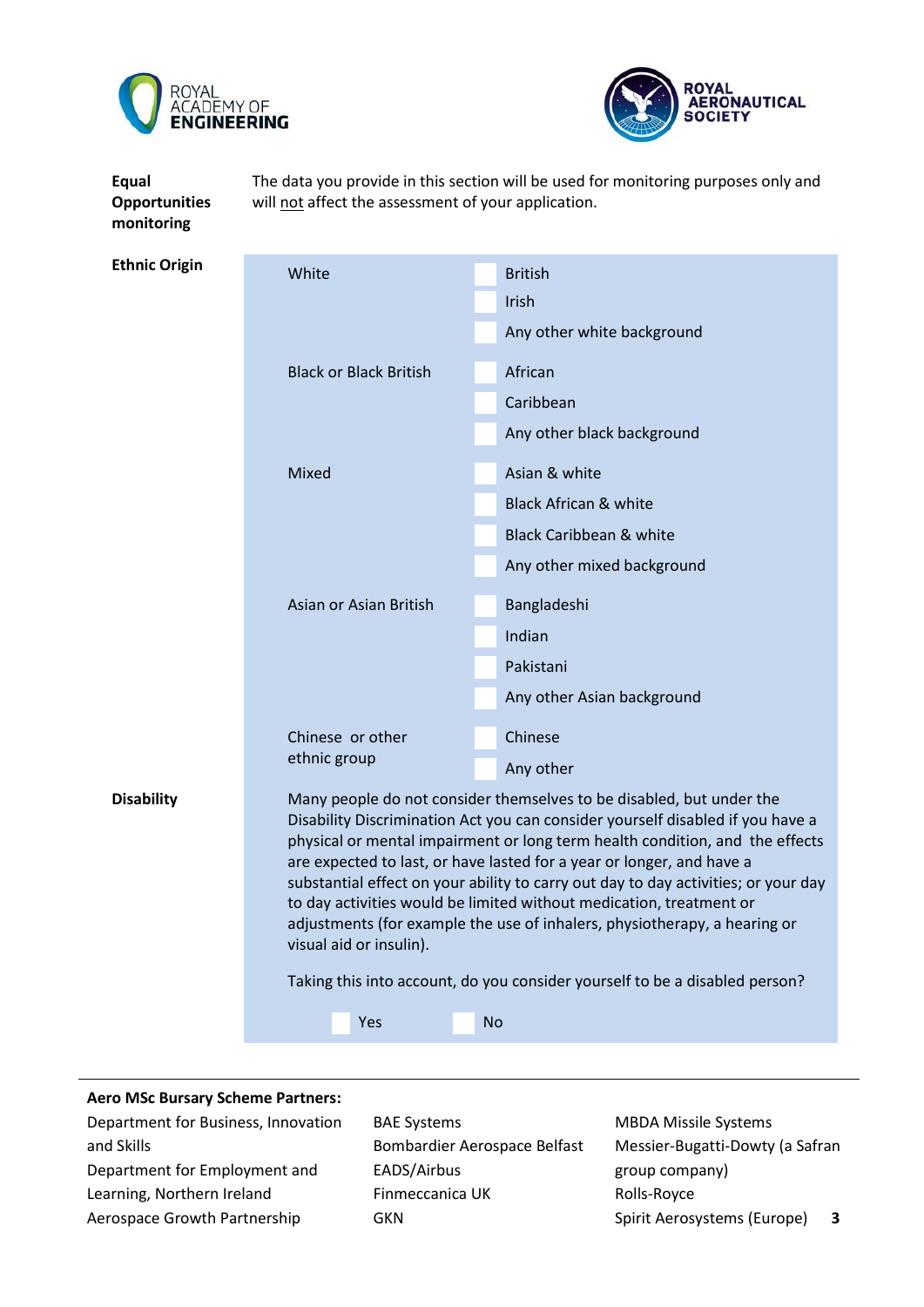**Equal Opportunities monitoring**

The data you provide in this section will be used for monitoring purposes only and will not affect the assessment of your application.

**Ethnic Origin**

| | |
|---|---|
| White | British |
| | Irish |
| | Any other white background |
| Black or Black British | African |
| | Caribbean |
| | Any other black background |
| Mixed | Asian & white |
| | Black African & white |
| | Black Caribbean & white |
| | Any other mixed background |
| Asian or Asian British | Bangladeshi |
| | Indian |
| | Pakistani |
| | Any other Asian background |
| Chinese or other ethnic group | Chinese |
| | Any other |

**Disability**

Many people do not consider themselves to be disabled, but under the Disability Discrimination Act you can consider yourself disabled if you have a physical or mental impairment or long term health condition, and the effects are expected to last, or have lasted for a year or longer, and have a substantial effect on your ability to carry out day to day activities; or your day to day activities would be limited without medication, treatment or adjustments (for example the use of inhalers, physiotherapy, a hearing or visual aid or insulin).

Taking this into account, do you consider yourself to be a disabled person?

Yes No

---

**Aero MSc Bursary Scheme Partners:**

Department for Business, Innovation and Skills
Department for Employment and Learning, Northern Ireland
Aerospace Growth Partnership
BAE Systems
Bombardier Aerospace Belfast
EADS/Airbus
Finmeccanica UK
GKN
MBDA Missile Systems
Messier-Bugatti-Dowty (a Safran group company)
Rolls-Royce
Spirit Aerosystems (Europe)